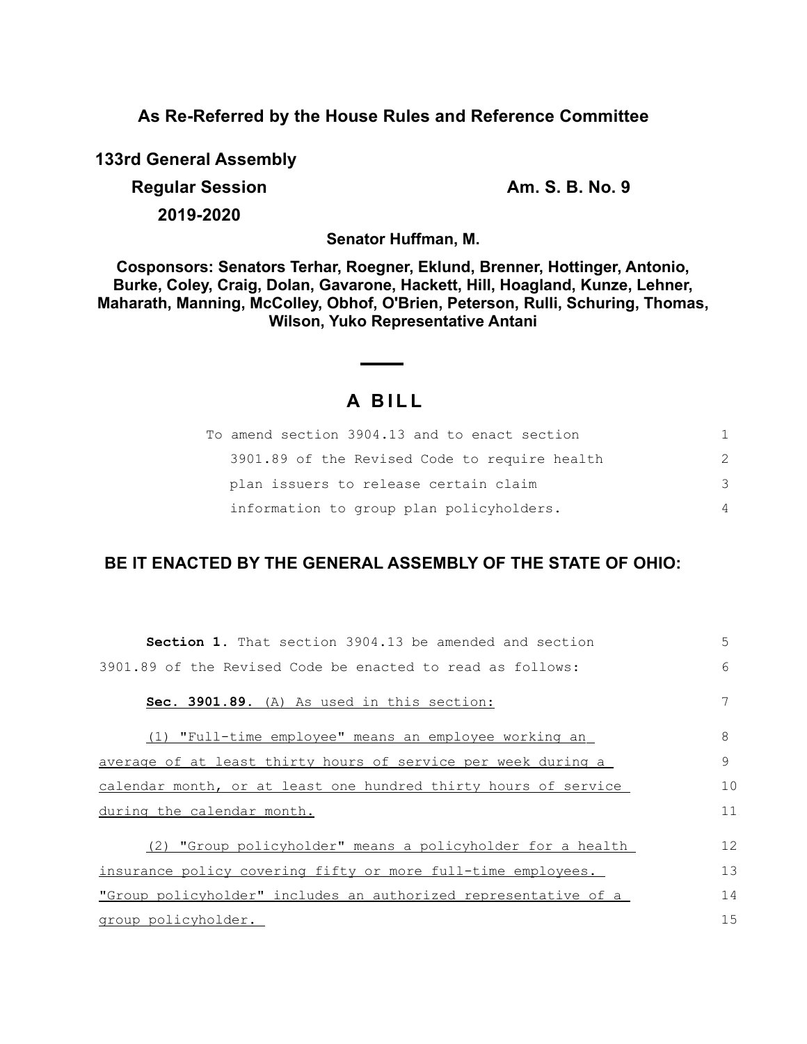**As Re-Referred by the House Rules and Reference Committee**

**133rd General Assembly**

**Regular Session**

**2019-2020**

**Am. S. B. No. 9**

**Senator Huffman, M.**

**Cosponsors: Senators Terhar, Roegner, Eklund, Brenner, Hottinger, Antonio, Burke, Coley, Craig, Dolan, Gavarone, Hackett, Hill, Hoagland, Kunze, Lehner, Maharath, Manning, McColley, Obhof, O'Brien, Peterson, Rulli, Schuring, Thomas, Wilson, Yuko Representative Antani**

# A BILL

To amend section 3904.13 and to enact section 3901.89 of the Revised Code to require health plan issuers to release certain claim information to group plan policyholders.

**BE IT ENACTED BY THE GENERAL ASSEMBLY OF THE STATE OF OHIO:**

**Section 1.** That section 3904.13 be amended and section 3901.89 of the Revised Code be enacted to read as follows:

**Sec. 3901.89.** (A) As used in this section:

(1) "Full-time employee" means an employee working an average of at least thirty hours of service per week during a calendar month, or at least one hundred thirty hours of service during the calendar month.

(2) "Group policyholder" means a policyholder for a health insurance policy covering fifty or more full-time employees. "Group policyholder" includes an authorized representative of a group policyholder.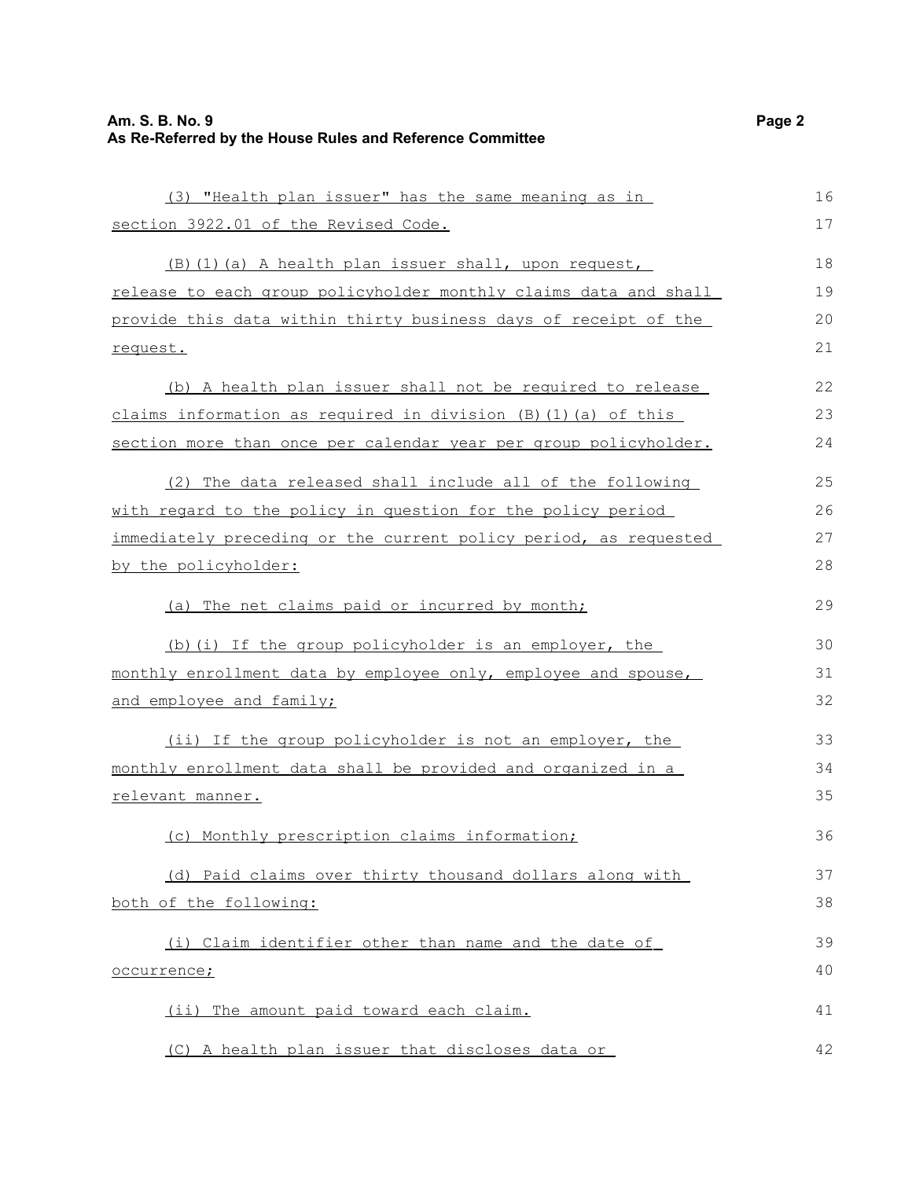(3) "Health plan issuer" has the same meaning as in section 3922.01 of the Revised Code.

(B)(1)(a) A health plan issuer shall, upon request, release to each group policyholder monthly claims data and shall provide this data within thirty business days of receipt of the request.

(b) A health plan issuer shall not be required to release claims information as required in division (B)(1)(a) of this section more than once per calendar year per group policyholder.

(2) The data released shall include all of the following with regard to the policy in question for the policy period immediately preceding or the current policy period, as requested by the policyholder:

(a) The net claims paid or incurred by month;

(b)(i) If the group policyholder is an employer, the monthly enrollment data by employee only, employee and spouse, and employee and family;

(ii) If the group policyholder is not an employer, the monthly enrollment data shall be provided and organized in a relevant manner.

(c) Monthly prescription claims information;

(d) Paid claims over thirty thousand dollars along with both of the following:

(i) Claim identifier other than name and the date of occurrence;

(ii) The amount paid toward each claim.

(C) A health plan issuer that discloses data or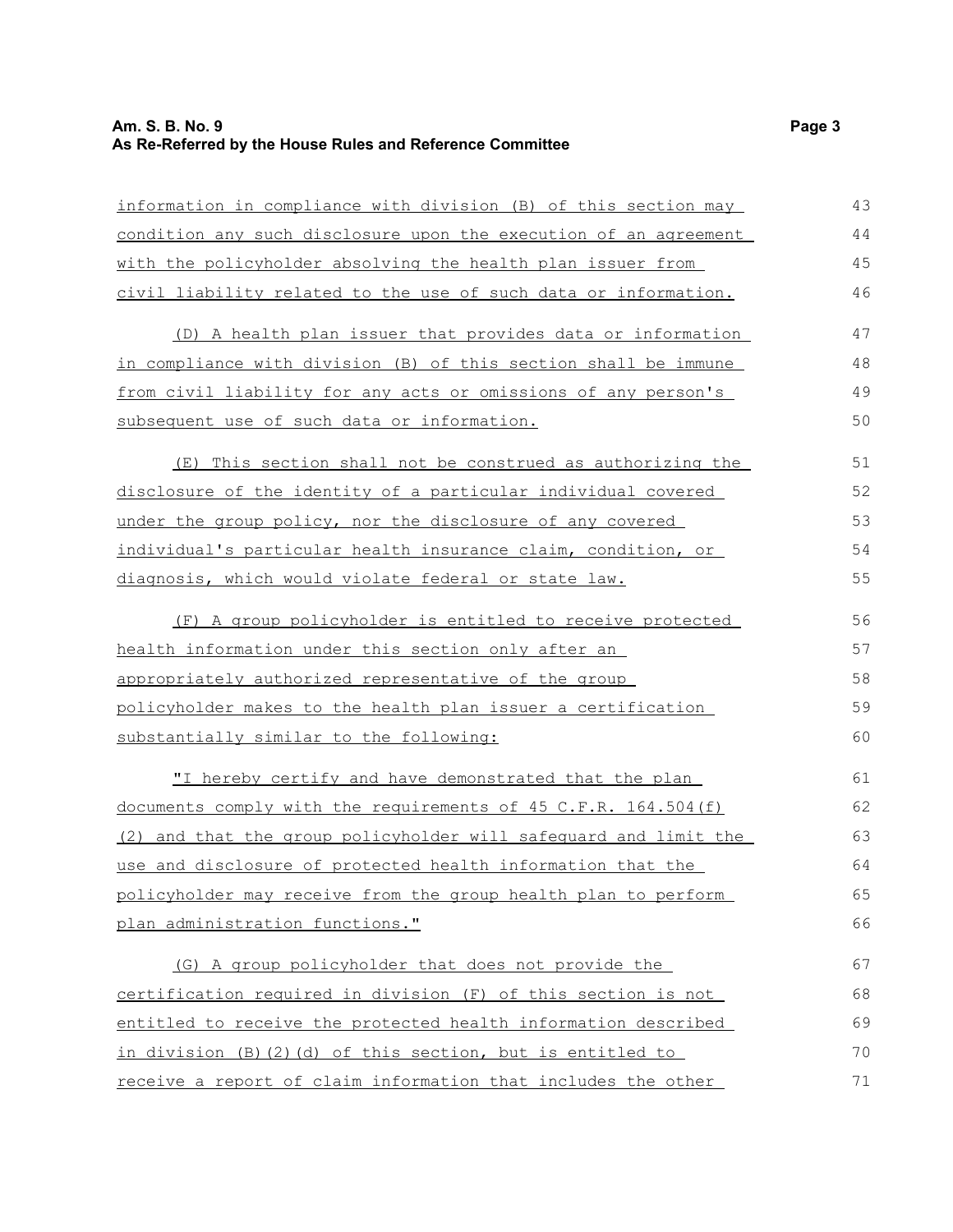information in compliance with division (B) of this section may condition any such disclosure upon the execution of an agreement with the policyholder absolving the health plan issuer from civil liability related to the use of such data or information.

(D) A health plan issuer that provides data or information in compliance with division (B) of this section shall be immune from civil liability for any acts or omissions of any person's subsequent use of such data or information.

(E) This section shall not be construed as authorizing the disclosure of the identity of a particular individual covered under the group policy, nor the disclosure of any covered individual's particular health insurance claim, condition, or diagnosis, which would violate federal or state law.

(F) A group policyholder is entitled to receive protected health information under this section only after an appropriately authorized representative of the group policyholder makes to the health plan issuer a certification substantially similar to the following:

"I hereby certify and have demonstrated that the plan documents comply with the requirements of 45 C.F.R. 164.504(f)(2) and that the group policyholder will safeguard and limit the use and disclosure of protected health information that the policyholder may receive from the group health plan to perform plan administration functions."

(G) A group policyholder that does not provide the certification required in division (F) of this section is not entitled to receive the protected health information described in division (B)(2)(d) of this section, but is entitled to receive a report of claim information that includes the other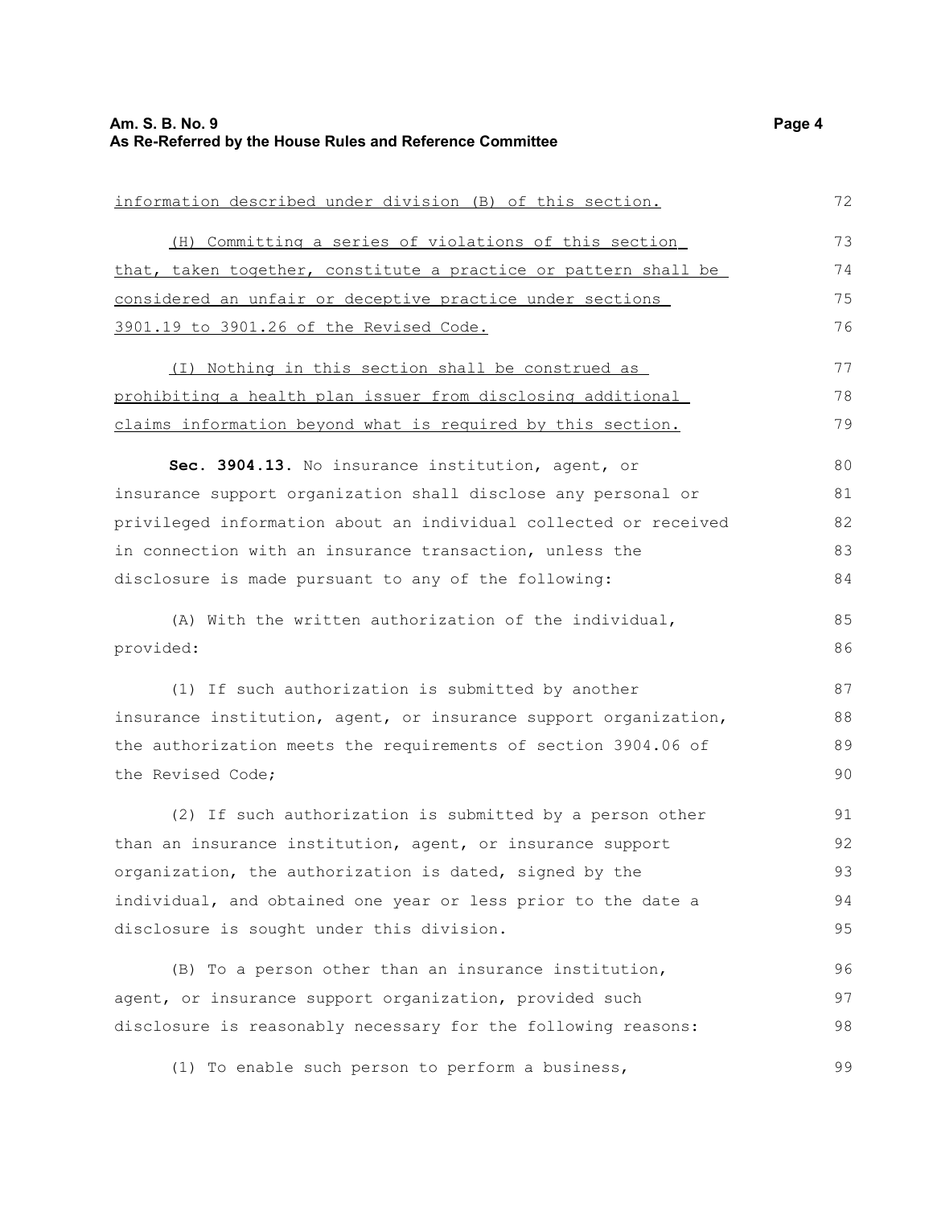information described under division (B) of this section.

(H) Committing a series of violations of this section that, taken together, constitute a practice or pattern shall be considered an unfair or deceptive practice under sections 3901.19 to 3901.26 of the Revised Code.

(I) Nothing in this section shall be construed as prohibiting a health plan issuer from disclosing additional claims information beyond what is required by this section.

**Sec. 3904.13.** No insurance institution, agent, or insurance support organization shall disclose any personal or privileged information about an individual collected or received in connection with an insurance transaction, unless the disclosure is made pursuant to any of the following:

(A) With the written authorization of the individual, provided:

(1) If such authorization is submitted by another insurance institution, agent, or insurance support organization, the authorization meets the requirements of section 3904.06 of the Revised Code;

(2) If such authorization is submitted by a person other than an insurance institution, agent, or insurance support organization, the authorization is dated, signed by the individual, and obtained one year or less prior to the date a disclosure is sought under this division.

(B) To a person other than an insurance institution, agent, or insurance support organization, provided such disclosure is reasonably necessary for the following reasons:

(1) To enable such person to perform a business,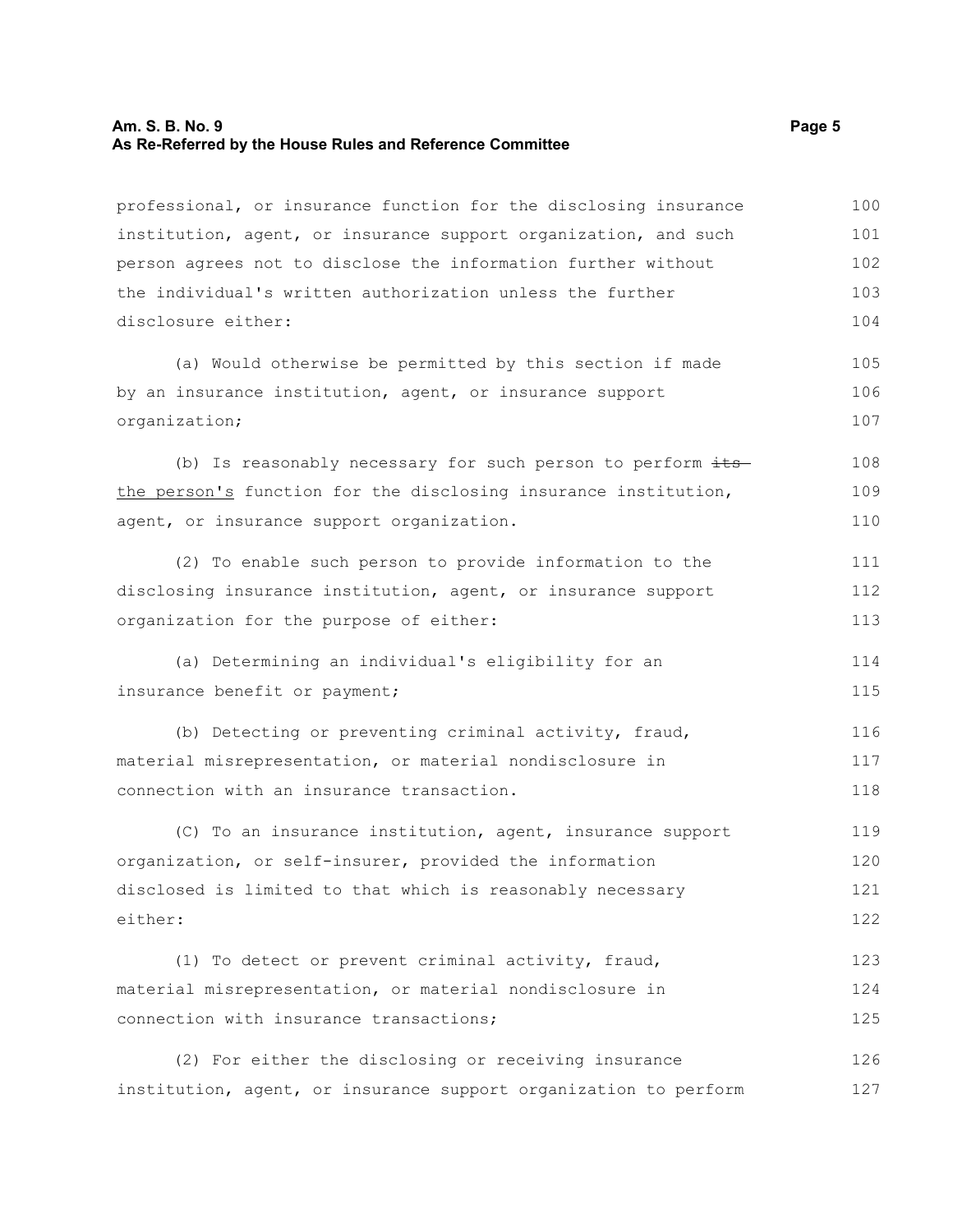professional, or insurance function for the disclosing insurance institution, agent, or insurance support organization, and such person agrees not to disclose the information further without the individual's written authorization unless the further disclosure either:

(a) Would otherwise be permitted by this section if made by an insurance institution, agent, or insurance support organization;

(b) Is reasonably necessary for such person to perform ~~its~~ the person's function for the disclosing insurance institution, agent, or insurance support organization.

(2) To enable such person to provide information to the disclosing insurance institution, agent, or insurance support organization for the purpose of either:

(a) Determining an individual's eligibility for an insurance benefit or payment;

(b) Detecting or preventing criminal activity, fraud, material misrepresentation, or material nondisclosure in connection with an insurance transaction.

(C) To an insurance institution, agent, insurance support organization, or self-insurer, provided the information disclosed is limited to that which is reasonably necessary either:

(1) To detect or prevent criminal activity, fraud, material misrepresentation, or material nondisclosure in connection with insurance transactions;

(2) For either the disclosing or receiving insurance institution, agent, or insurance support organization to perform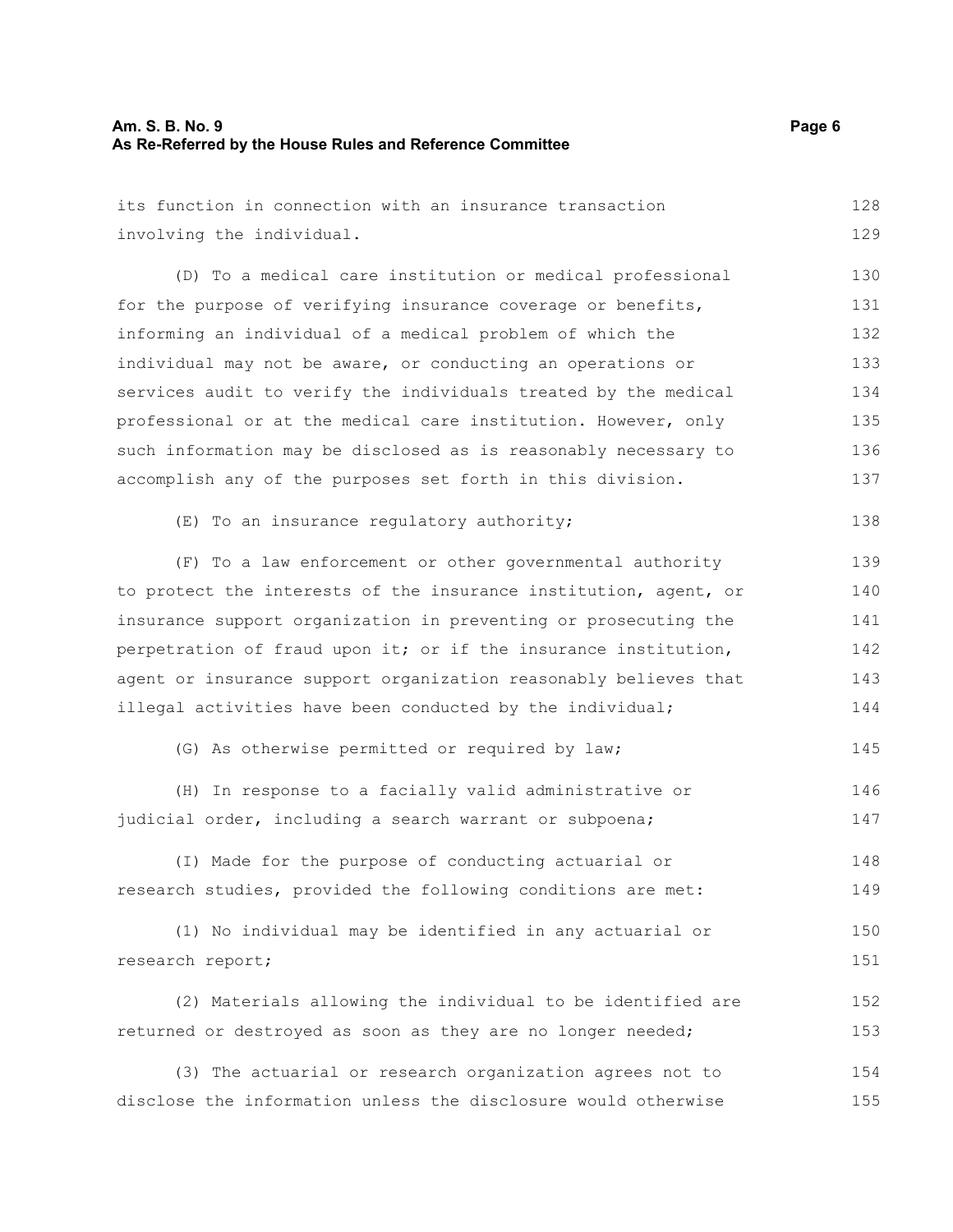its function in connection with an insurance transaction involving the individual.

(D) To a medical care institution or medical professional for the purpose of verifying insurance coverage or benefits, informing an individual of a medical problem of which the individual may not be aware, or conducting an operations or services audit to verify the individuals treated by the medical professional or at the medical care institution. However, only such information may be disclosed as is reasonably necessary to accomplish any of the purposes set forth in this division.

(E) To an insurance regulatory authority;

(F) To a law enforcement or other governmental authority to protect the interests of the insurance institution, agent, or insurance support organization in preventing or prosecuting the perpetration of fraud upon it; or if the insurance institution, agent or insurance support organization reasonably believes that illegal activities have been conducted by the individual;

(G) As otherwise permitted or required by law;

(H) In response to a facially valid administrative or judicial order, including a search warrant or subpoena;

(I) Made for the purpose of conducting actuarial or research studies, provided the following conditions are met:

(1) No individual may be identified in any actuarial or research report;

(2) Materials allowing the individual to be identified are returned or destroyed as soon as they are no longer needed;

(3) The actuarial or research organization agrees not to disclose the information unless the disclosure would otherwise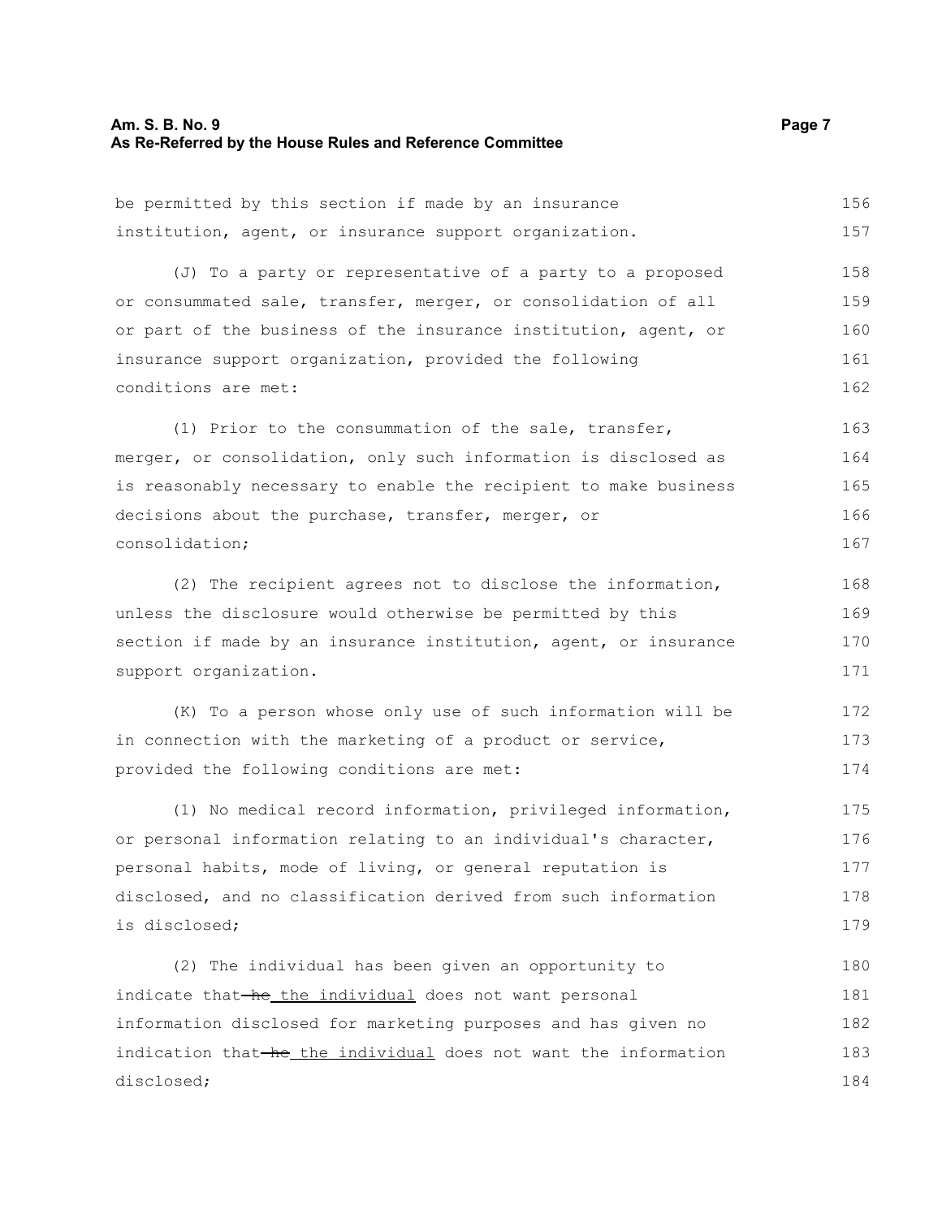be permitted by this section if made by an insurance institution, agent, or insurance support organization.

(J) To a party or representative of a party to a proposed or consummated sale, transfer, merger, or consolidation of all or part of the business of the insurance institution, agent, or insurance support organization, provided the following conditions are met:

(1) Prior to the consummation of the sale, transfer, merger, or consolidation, only such information is disclosed as is reasonably necessary to enable the recipient to make business decisions about the purchase, transfer, merger, or consolidation;

(2) The recipient agrees not to disclose the information, unless the disclosure would otherwise be permitted by this section if made by an insurance institution, agent, or insurance support organization.

(K) To a person whose only use of such information will be in connection with the marketing of a product or service, provided the following conditions are met:

(1) No medical record information, privileged information, or personal information relating to an individual's character, personal habits, mode of living, or general reputation is disclosed, and no classification derived from such information is disclosed;

(2) The individual has been given an opportunity to indicate that ~~he~~ <u>the individual</u> does not want personal information disclosed for marketing purposes and has given no indication that ~~he~~ <u>the individual</u> does not want the information disclosed;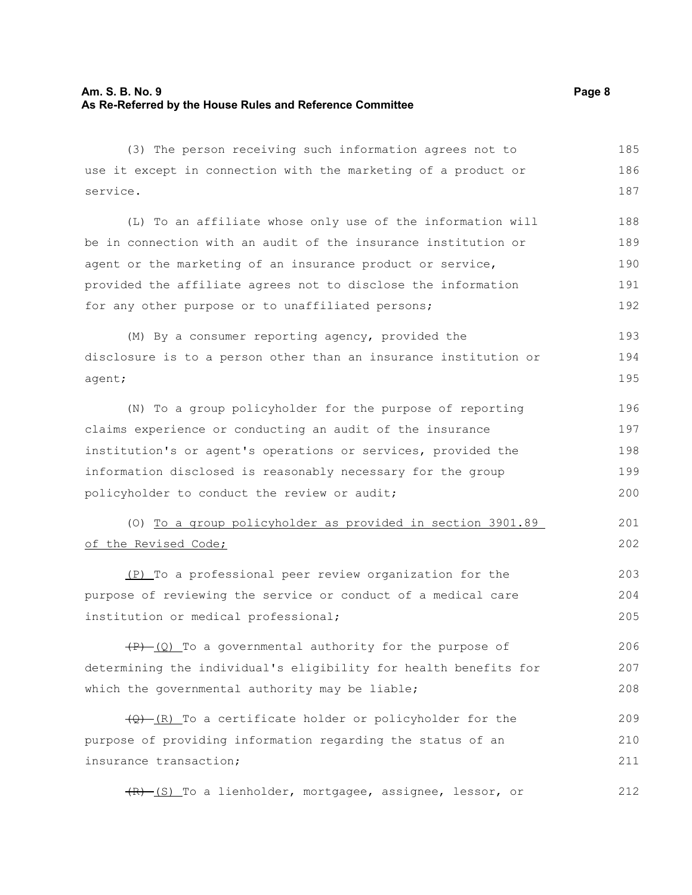(3) The person receiving such information agrees not to use it except in connection with the marketing of a product or service.

(L) To an affiliate whose only use of the information will be in connection with an audit of the insurance institution or agent or the marketing of an insurance product or service, provided the affiliate agrees not to disclose the information for any other purpose or to unaffiliated persons;

(M) By a consumer reporting agency, provided the disclosure is to a person other than an insurance institution or agent;

(N) To a group policyholder for the purpose of reporting claims experience or conducting an audit of the insurance institution's or agent's operations or services, provided the information disclosed is reasonably necessary for the group policyholder to conduct the review or audit;

(O) To a group policyholder as provided in section 3901.89 of the Revised Code;

(P) To a professional peer review organization for the purpose of reviewing the service or conduct of a medical care institution or medical professional;

~~(P)~~ (Q) To a governmental authority for the purpose of determining the individual's eligibility for health benefits for which the governmental authority may be liable;

~~(Q)~~ (R) To a certificate holder or policyholder for the purpose of providing information regarding the status of an insurance transaction;

~~(R)~~ (S) To a lienholder, mortgagee, assignee, lessor, or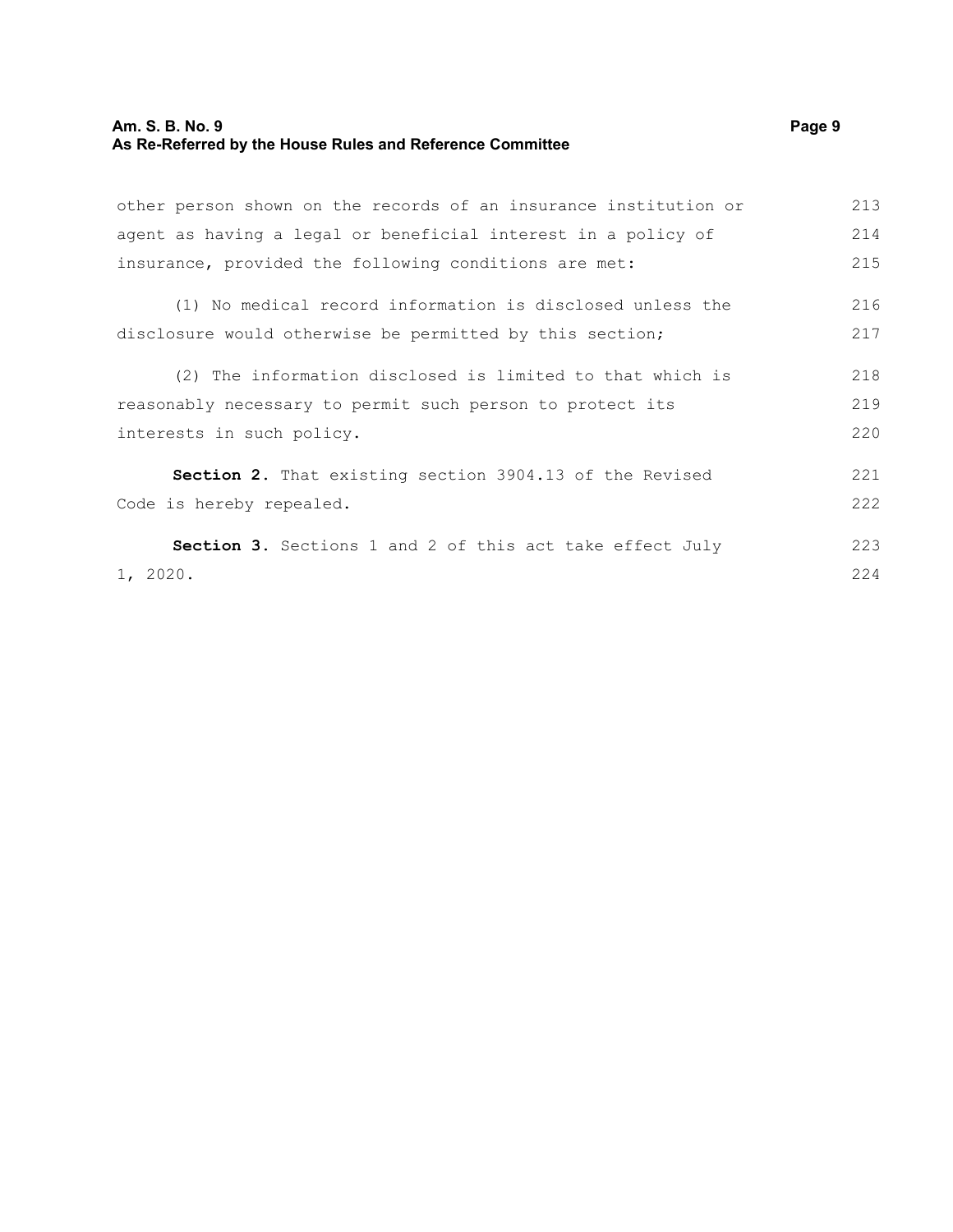other person shown on the records of an insurance institution or agent as having a legal or beneficial interest in a policy of insurance, provided the following conditions are met:

(1) No medical record information is disclosed unless the disclosure would otherwise be permitted by this section;

(2) The information disclosed is limited to that which is reasonably necessary to permit such person to protect its interests in such policy.

**Section 2.** That existing section 3904.13 of the Revised Code is hereby repealed.

**Section 3.** Sections 1 and 2 of this act take effect July 1, 2020.